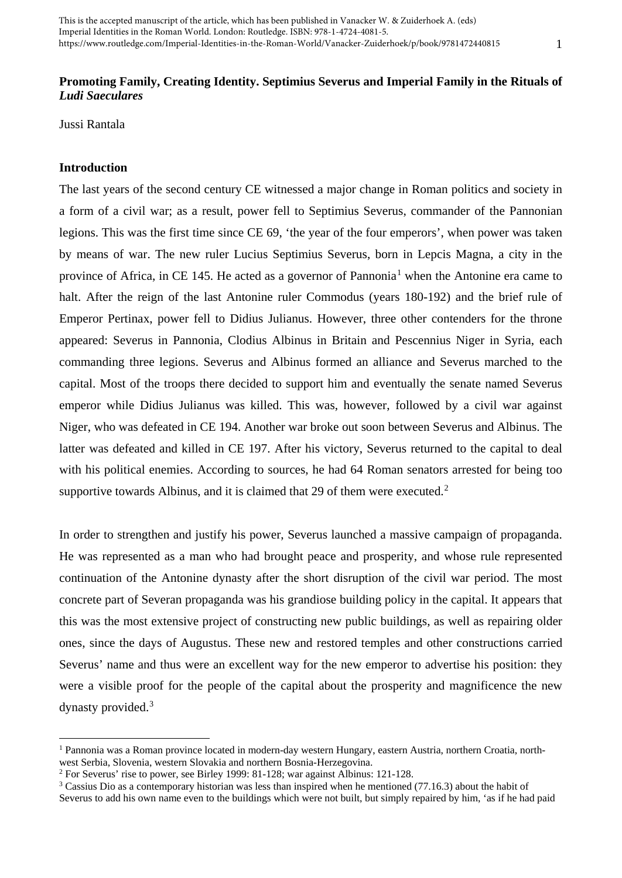This is the accepted manuscript of the article, which has been published in Vanacker W. & Zuiderhoek A. (eds) Imperial Identities in the Roman World. London: Routledge. ISBN: 978-1-4724-4081-5. https://www.routledge.com/Imperial-Identities-in-the-Roman-World/Vanacker-Zuiderhoek/p/book/9781472440815

**Promoting Family, Creating Identity. Septimius Severus and Imperial Family in the Rituals of *Ludi Saeculares***

Jussi Rantala

**Introduction**

The last years of the second century CE witnessed a major change in Roman politics and society in a form of a civil war; as a result, power fell to Septimius Severus, commander of the Pannonian legions. This was the first time since CE 69, 'the year of the four emperors', when power was taken by means of war. The new ruler Lucius Septimius Severus, born in Lepcis Magna, a city in the province of Africa, in CE 145. He acted as a governor of Pannonia[1] when the Antonine era came to halt. After the reign of the last Antonine ruler Commodus (years 180-192) and the brief rule of Emperor Pertinax, power fell to Didius Julianus. However, three other contenders for the throne appeared: Severus in Pannonia, Clodius Albinus in Britain and Pescennius Niger in Syria, each commanding three legions. Severus and Albinus formed an alliance and Severus marched to the capital. Most of the troops there decided to support him and eventually the senate named Severus emperor while Didius Julianus was killed. This was, however, followed by a civil war against Niger, who was defeated in CE 194. Another war broke out soon between Severus and Albinus. The latter was defeated and killed in CE 197. After his victory, Severus returned to the capital to deal with his political enemies. According to sources, he had 64 Roman senators arrested for being too supportive towards Albinus, and it is claimed that 29 of them were executed.[2]

In order to strengthen and justify his power, Severus launched a massive campaign of propaganda. He was represented as a man who had brought peace and prosperity, and whose rule represented continuation of the Antonine dynasty after the short disruption of the civil war period. The most concrete part of Severan propaganda was his grandiose building policy in the capital. It appears that this was the most extensive project of constructing new public buildings, as well as repairing older ones, since the days of Augustus. These new and restored temples and other constructions carried Severus' name and thus were an excellent way for the new emperor to advertise his position: they were a visible proof for the people of the capital about the prosperity and magnificence the new dynasty provided.[3]

---

[1] Pannonia was a Roman province located in modern-day western Hungary, eastern Austria, northern Croatia, north-west Serbia, Slovenia, western Slovakia and northern Bosnia-Herzegovina.

[2] For Severus' rise to power, see Birley 1999: 81-128; war against Albinus: 121-128.

[3] Cassius Dio as a contemporary historian was less than inspired when he mentioned (77.16.3) about the habit of Severus to add his own name even to the buildings which were not built, but simply repaired by him, 'as if he had paid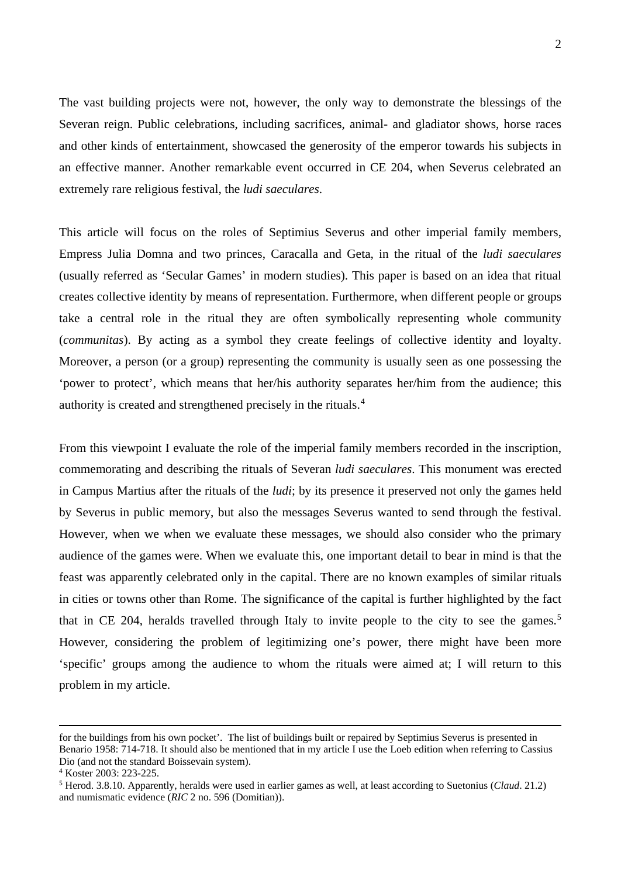The vast building projects were not, however, the only way to demonstrate the blessings of the Severan reign. Public celebrations, including sacrifices, animal- and gladiator shows, horse races and other kinds of entertainment, showcased the generosity of the emperor towards his subjects in an effective manner. Another remarkable event occurred in CE 204, when Severus celebrated an extremely rare religious festival, the *ludi saeculares*.

This article will focus on the roles of Septimius Severus and other imperial family members, Empress Julia Domna and two princes, Caracalla and Geta, in the ritual of the *ludi saeculares* (usually referred as 'Secular Games' in modern studies). This paper is based on an idea that ritual creates collective identity by means of representation. Furthermore, when different people or groups take a central role in the ritual they are often symbolically representing whole community (*communitas*). By acting as a symbol they create feelings of collective identity and loyalty. Moreover, a person (or a group) representing the community is usually seen as one possessing the 'power to protect', which means that her/his authority separates her/him from the audience; this authority is created and strengthened precisely in the rituals.[4]

From this viewpoint I evaluate the role of the imperial family members recorded in the inscription, commemorating and describing the rituals of Severan *ludi saeculares*. This monument was erected in Campus Martius after the rituals of the *ludi*; by its presence it preserved not only the games held by Severus in public memory, but also the messages Severus wanted to send through the festival. However, when we when we evaluate these messages, we should also consider who the primary audience of the games were. When we evaluate this, one important detail to bear in mind is that the feast was apparently celebrated only in the capital. There are no known examples of similar rituals in cities or towns other than Rome. The significance of the capital is further highlighted by the fact that in CE 204, heralds travelled through Italy to invite people to the city to see the games.[5] However, considering the problem of legitimizing one's power, there might have been more 'specific' groups among the audience to whom the rituals were aimed at; I will return to this problem in my article.

---

for the buildings from his own pocket'. The list of buildings built or repaired by Septimius Severus is presented in Benario 1958: 714-718. It should also be mentioned that in my article I use the Loeb edition when referring to Cassius Dio (and not the standard Boissevain system).

[4] Koster 2003: 223-225.

[5] Herod. 3.8.10. Apparently, heralds were used in earlier games as well, at least according to Suetonius (*Claud*. 21.2) and numismatic evidence (*RIC* 2 no. 596 (Domitian)).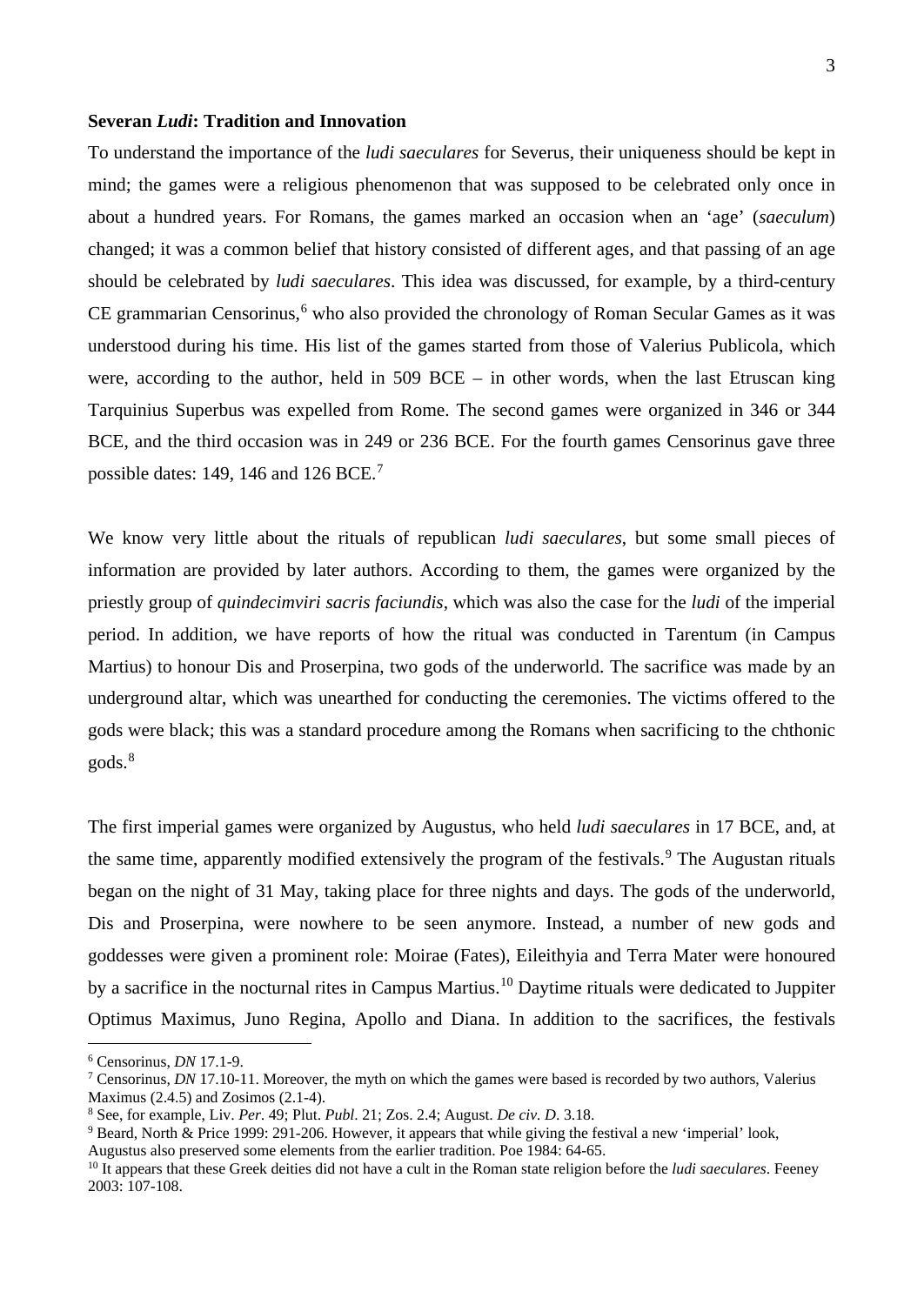**Severan *Ludi*: Tradition and Innovation**

To understand the importance of the *ludi saeculares* for Severus, their uniqueness should be kept in mind; the games were a religious phenomenon that was supposed to be celebrated only once in about a hundred years. For Romans, the games marked an occasion when an 'age' (*saeculum*) changed; it was a common belief that history consisted of different ages, and that passing of an age should be celebrated by *ludi saeculares*. This idea was discussed, for example, by a third-century CE grammarian Censorinus,[6] who also provided the chronology of Roman Secular Games as it was understood during his time. His list of the games started from those of Valerius Publicola, which were, according to the author, held in 509 BCE – in other words, when the last Etruscan king Tarquinius Superbus was expelled from Rome. The second games were organized in 346 or 344 BCE, and the third occasion was in 249 or 236 BCE. For the fourth games Censorinus gave three possible dates: 149, 146 and 126 BCE.[7]

We know very little about the rituals of republican *ludi saeculares*, but some small pieces of information are provided by later authors. According to them, the games were organized by the priestly group of *quindecimviri sacris faciundis*, which was also the case for the *ludi* of the imperial period. In addition, we have reports of how the ritual was conducted in Tarentum (in Campus Martius) to honour Dis and Proserpina, two gods of the underworld. The sacrifice was made by an underground altar, which was unearthed for conducting the ceremonies. The victims offered to the gods were black; this was a standard procedure among the Romans when sacrificing to the chthonic gods.[8]

The first imperial games were organized by Augustus, who held *ludi saeculares* in 17 BCE, and, at the same time, apparently modified extensively the program of the festivals.[9] The Augustan rituals began on the night of 31 May, taking place for three nights and days. The gods of the underworld, Dis and Proserpina, were nowhere to be seen anymore. Instead, a number of new gods and goddesses were given a prominent role: Moirae (Fates), Eileithyia and Terra Mater were honoured by a sacrifice in the nocturnal rites in Campus Martius.[10] Daytime rituals were dedicated to Juppiter Optimus Maximus, Juno Regina, Apollo and Diana. In addition to the sacrifices, the festivals

---

[6] Censorinus, *DN* 17.1-9.

[7] Censorinus, *DN* 17.10-11. Moreover, the myth on which the games were based is recorded by two authors, Valerius Maximus (2.4.5) and Zosimos (2.1-4).

[8] See, for example, Liv. *Per*. 49; Plut. *Publ*. 21; Zos. 2.4; August. *De civ. D*. 3.18.

[9] Beard, North & Price 1999: 291-206. However, it appears that while giving the festival a new 'imperial' look, Augustus also preserved some elements from the earlier tradition. Poe 1984: 64-65.

[10] It appears that these Greek deities did not have a cult in the Roman state religion before the *ludi saeculares*. Feeney 2003: 107-108.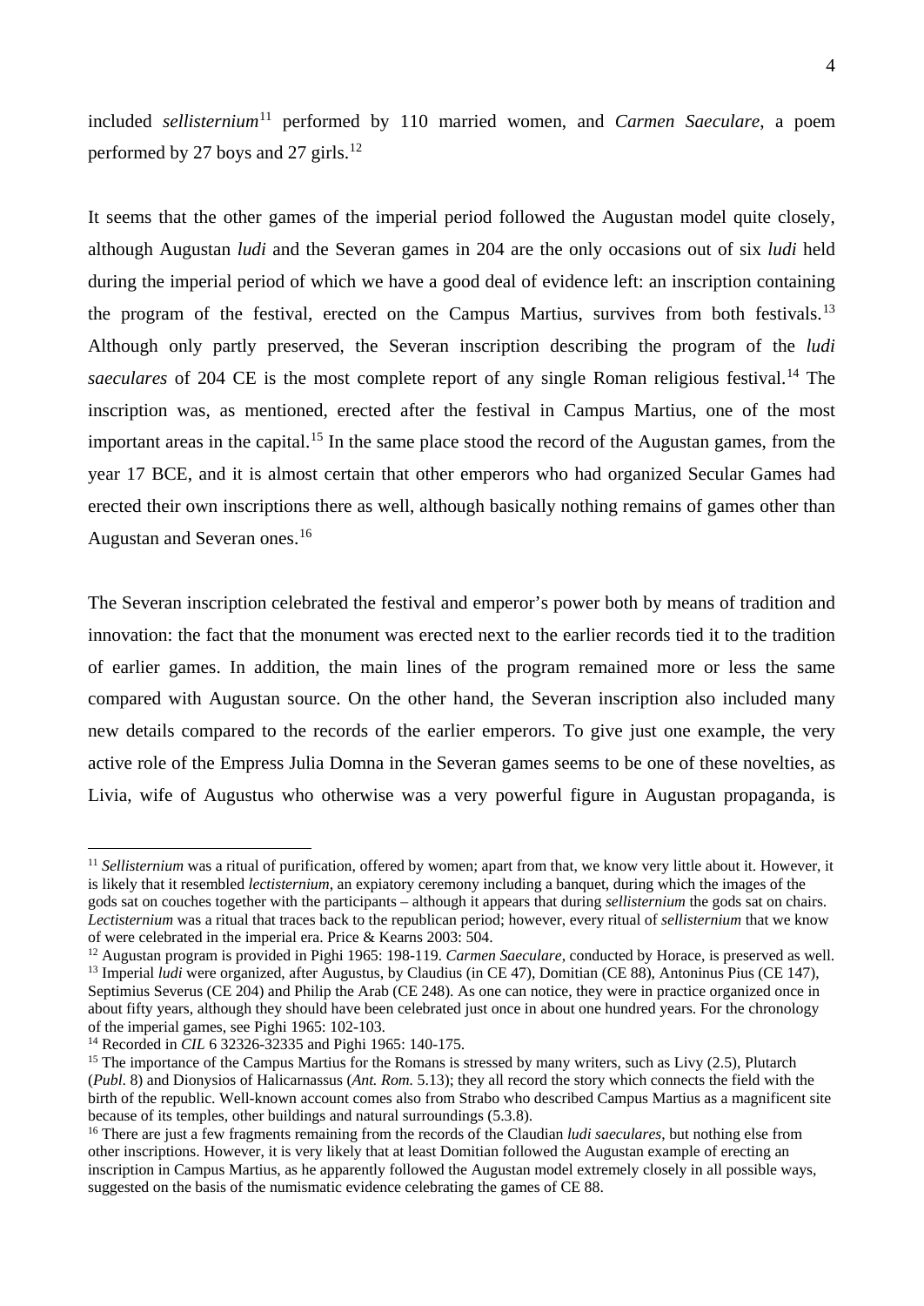included *sellisternium*[11] performed by 110 married women, and *Carmen Saeculare*, a poem performed by 27 boys and 27 girls.[12]

It seems that the other games of the imperial period followed the Augustan model quite closely, although Augustan *ludi* and the Severan games in 204 are the only occasions out of six *ludi* held during the imperial period of which we have a good deal of evidence left: an inscription containing the program of the festival, erected on the Campus Martius, survives from both festivals.[13] Although only partly preserved, the Severan inscription describing the program of the *ludi saeculares* of 204 CE is the most complete report of any single Roman religious festival.[14] The inscription was, as mentioned, erected after the festival in Campus Martius, one of the most important areas in the capital.[15] In the same place stood the record of the Augustan games, from the year 17 BCE, and it is almost certain that other emperors who had organized Secular Games had erected their own inscriptions there as well, although basically nothing remains of games other than Augustan and Severan ones.[16]

The Severan inscription celebrated the festival and emperor's power both by means of tradition and innovation: the fact that the monument was erected next to the earlier records tied it to the tradition of earlier games. In addition, the main lines of the program remained more or less the same compared with Augustan source. On the other hand, the Severan inscription also included many new details compared to the records of the earlier emperors. To give just one example, the very active role of the Empress Julia Domna in the Severan games seems to be one of these novelties, as Livia, wife of Augustus who otherwise was a very powerful figure in Augustan propaganda, is

---

[11] *Sellisternium* was a ritual of purification, offered by women; apart from that, we know very little about it. However, it is likely that it resembled *lectisternium*, an expiatory ceremony including a banquet, during which the images of the gods sat on couches together with the participants – although it appears that during *sellisternium* the gods sat on chairs. *Lectisternium* was a ritual that traces back to the republican period; however, every ritual of *sellisternium* that we know of were celebrated in the imperial era. Price & Kearns 2003: 504.

[12] Augustan program is provided in Pighi 1965: 198-119. *Carmen Saeculare*, conducted by Horace, is preserved as well.

[13] Imperial *ludi* were organized, after Augustus, by Claudius (in CE 47), Domitian (CE 88), Antoninus Pius (CE 147), Septimius Severus (CE 204) and Philip the Arab (CE 248). As one can notice, they were in practice organized once in about fifty years, although they should have been celebrated just once in about one hundred years. For the chronology of the imperial games, see Pighi 1965: 102-103.

[14] Recorded in *CIL* 6 32326-32335 and Pighi 1965: 140-175.

[15] The importance of the Campus Martius for the Romans is stressed by many writers, such as Livy (2.5), Plutarch (*Publ.* 8) and Dionysios of Halicarnassus (*Ant. Rom.* 5.13); they all record the story which connects the field with the birth of the republic. Well-known account comes also from Strabo who described Campus Martius as a magnificent site because of its temples, other buildings and natural surroundings (5.3.8).

[16] There are just a few fragments remaining from the records of the Claudian *ludi saeculares*, but nothing else from other inscriptions. However, it is very likely that at least Domitian followed the Augustan example of erecting an inscription in Campus Martius, as he apparently followed the Augustan model extremely closely in all possible ways, suggested on the basis of the numismatic evidence celebrating the games of CE 88.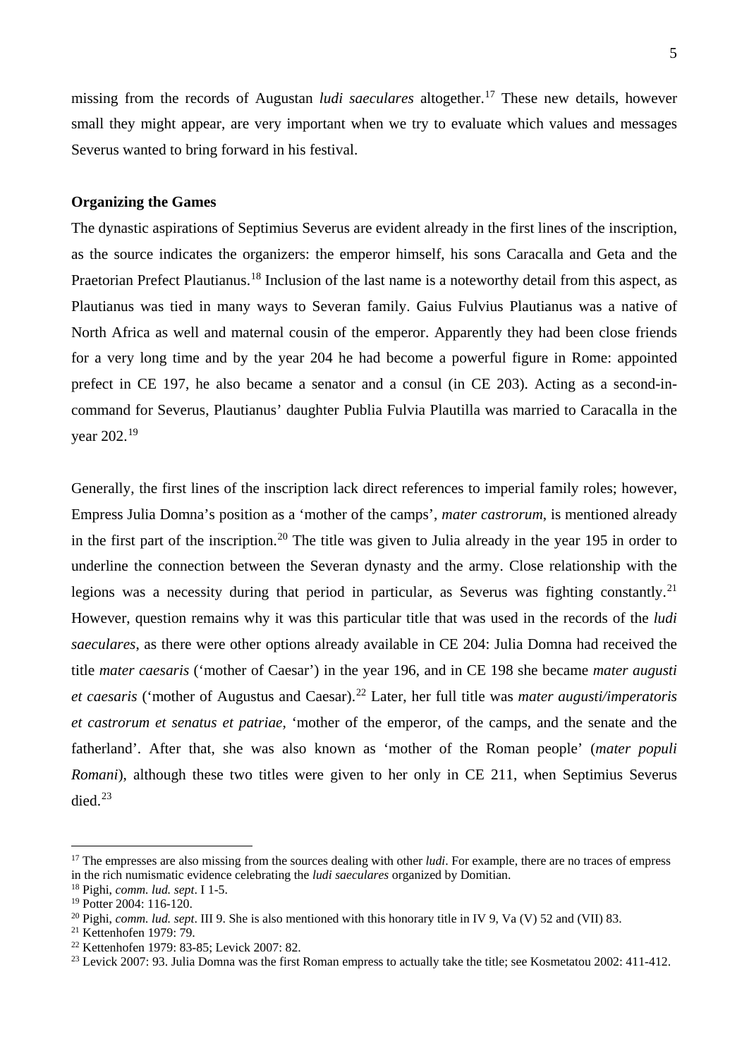missing from the records of Augustan *ludi saeculares* altogether.[17] These new details, however small they might appear, are very important when we try to evaluate which values and messages Severus wanted to bring forward in his festival.

**Organizing the Games**

The dynastic aspirations of Septimius Severus are evident already in the first lines of the inscription, as the source indicates the organizers: the emperor himself, his sons Caracalla and Geta and the Praetorian Prefect Plautianus.[18] Inclusion of the last name is a noteworthy detail from this aspect, as Plautianus was tied in many ways to Severan family. Gaius Fulvius Plautianus was a native of North Africa as well and maternal cousin of the emperor. Apparently they had been close friends for a very long time and by the year 204 he had become a powerful figure in Rome: appointed prefect in CE 197, he also became a senator and a consul (in CE 203). Acting as a second-in-command for Severus, Plautianus' daughter Publia Fulvia Plautilla was married to Caracalla in the year 202.[19]

Generally, the first lines of the inscription lack direct references to imperial family roles; however, Empress Julia Domna's position as a 'mother of the camps', *mater castrorum*, is mentioned already in the first part of the inscription.[20] The title was given to Julia already in the year 195 in order to underline the connection between the Severan dynasty and the army. Close relationship with the legions was a necessity during that period in particular, as Severus was fighting constantly.[21] However, question remains why it was this particular title that was used in the records of the *ludi saeculares*, as there were other options already available in CE 204: Julia Domna had received the title *mater caesaris* ('mother of Caesar') in the year 196, and in CE 198 she became *mater augusti et caesaris* ('mother of Augustus and Caesar).[22] Later, her full title was *mater augusti/imperatoris et castrorum et senatus et patriae*, 'mother of the emperor, of the camps, and the senate and the fatherland'. After that, she was also known as 'mother of the Roman people' (*mater populi Romani*), although these two titles were given to her only in CE 211, when Septimius Severus died.[23]

---

[17] The empresses are also missing from the sources dealing with other *ludi*. For example, there are no traces of empress in the rich numismatic evidence celebrating the *ludi saeculares* organized by Domitian.

[18] Pighi, *comm. lud. sept*. I 1-5.

[19] Potter 2004: 116-120.

[20] Pighi, *comm. lud. sept*. III 9. She is also mentioned with this honorary title in IV 9, Va (V) 52 and (VII) 83.

[21] Kettenhofen 1979: 79.

[22] Kettenhofen 1979: 83-85; Levick 2007: 82.

[23] Levick 2007: 93. Julia Domna was the first Roman empress to actually take the title; see Kosmetatou 2002: 411-412.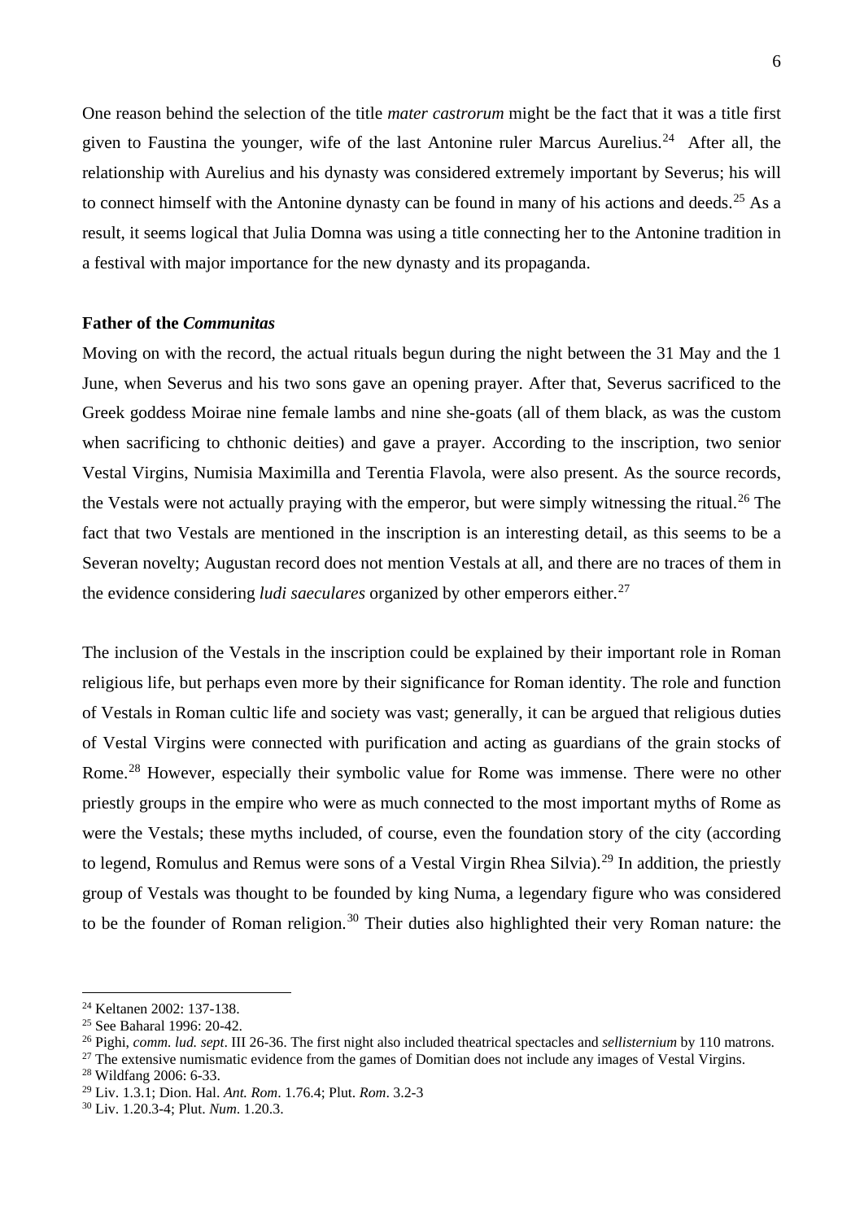One reason behind the selection of the title *mater castrorum* might be the fact that it was a title first given to Faustina the younger, wife of the last Antonine ruler Marcus Aurelius.[24] After all, the relationship with Aurelius and his dynasty was considered extremely important by Severus; his will to connect himself with the Antonine dynasty can be found in many of his actions and deeds.[25] As a result, it seems logical that Julia Domna was using a title connecting her to the Antonine tradition in a festival with major importance for the new dynasty and its propaganda.

**Father of the *Communitas***

Moving on with the record, the actual rituals begun during the night between the 31 May and the 1 June, when Severus and his two sons gave an opening prayer. After that, Severus sacrificed to the Greek goddess Moirae nine female lambs and nine she-goats (all of them black, as was the custom when sacrificing to chthonic deities) and gave a prayer. According to the inscription, two senior Vestal Virgins, Numisia Maximilla and Terentia Flavola, were also present. As the source records, the Vestals were not actually praying with the emperor, but were simply witnessing the ritual.[26] The fact that two Vestals are mentioned in the inscription is an interesting detail, as this seems to be a Severan novelty; Augustan record does not mention Vestals at all, and there are no traces of them in the evidence considering *ludi saeculares* organized by other emperors either.[27]

The inclusion of the Vestals in the inscription could be explained by their important role in Roman religious life, but perhaps even more by their significance for Roman identity. The role and function of Vestals in Roman cultic life and society was vast; generally, it can be argued that religious duties of Vestal Virgins were connected with purification and acting as guardians of the grain stocks of Rome.[28] However, especially their symbolic value for Rome was immense. There were no other priestly groups in the empire who were as much connected to the most important myths of Rome as were the Vestals; these myths included, of course, even the foundation story of the city (according to legend, Romulus and Remus were sons of a Vestal Virgin Rhea Silvia).[29] In addition, the priestly group of Vestals was thought to be founded by king Numa, a legendary figure who was considered to be the founder of Roman religion.[30] Their duties also highlighted their very Roman nature: the

---

[24] Keltanen 2002: 137-138.

[25] See Baharal 1996: 20-42.

[26] Pighi, *comm. lud. sept*. III 26-36. The first night also included theatrical spectacles and *sellisternium* by 110 matrons.

[27] The extensive numismatic evidence from the games of Domitian does not include any images of Vestal Virgins.

[28] Wildfang 2006: 6-33.

[29] Liv. 1.3.1; Dion. Hal. *Ant. Rom*. 1.76.4; Plut. *Rom*. 3.2-3

[30] Liv. 1.20.3-4; Plut. *Num*. 1.20.3.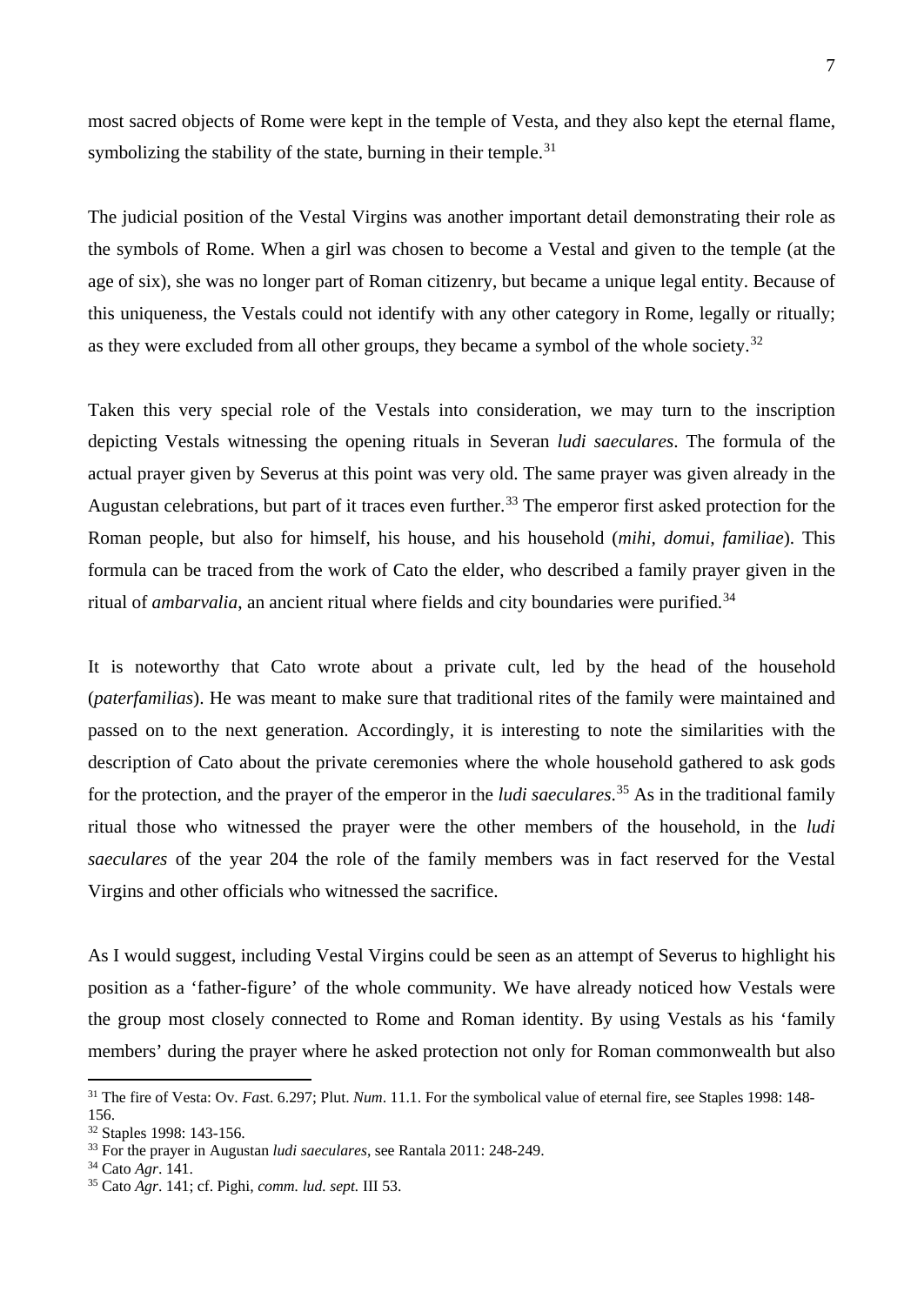most sacred objects of Rome were kept in the temple of Vesta, and they also kept the eternal flame, symbolizing the stability of the state, burning in their temple.[31]

The judicial position of the Vestal Virgins was another important detail demonstrating their role as the symbols of Rome. When a girl was chosen to become a Vestal and given to the temple (at the age of six), she was no longer part of Roman citizenry, but became a unique legal entity. Because of this uniqueness, the Vestals could not identify with any other category in Rome, legally or ritually; as they were excluded from all other groups, they became a symbol of the whole society.[32]

Taken this very special role of the Vestals into consideration, we may turn to the inscription depicting Vestals witnessing the opening rituals in Severan *ludi saeculares*. The formula of the actual prayer given by Severus at this point was very old. The same prayer was given already in the Augustan celebrations, but part of it traces even further.[33] The emperor first asked protection for the Roman people, but also for himself, his house, and his household (*mihi, domui, familiae*). This formula can be traced from the work of Cato the elder, who described a family prayer given in the ritual of *ambarvalia*, an ancient ritual where fields and city boundaries were purified.[34]

It is noteworthy that Cato wrote about a private cult, led by the head of the household (*paterfamilias*). He was meant to make sure that traditional rites of the family were maintained and passed on to the next generation. Accordingly, it is interesting to note the similarities with the description of Cato about the private ceremonies where the whole household gathered to ask gods for the protection, and the prayer of the emperor in the *ludi saeculares*.[35] As in the traditional family ritual those who witnessed the prayer were the other members of the household, in the *ludi saeculares* of the year 204 the role of the family members was in fact reserved for the Vestal Virgins and other officials who witnessed the sacrifice.

As I would suggest, including Vestal Virgins could be seen as an attempt of Severus to highlight his position as a 'father-figure' of the whole community. We have already noticed how Vestals were the group most closely connected to Rome and Roman identity. By using Vestals as his 'family members' during the prayer where he asked protection not only for Roman commonwealth but also

---

[31] The fire of Vesta: Ov. *Fast*. 6.297; Plut. *Num*. 11.1. For the symbolical value of eternal fire, see Staples 1998: 148-156.

[32] Staples 1998: 143-156.

[33] For the prayer in Augustan *ludi saeculares*, see Rantala 2011: 248-249.

[34] Cato *Agr*. 141.

[35] Cato *Agr*. 141; cf. Pighi, *comm. lud. sept.* III 53.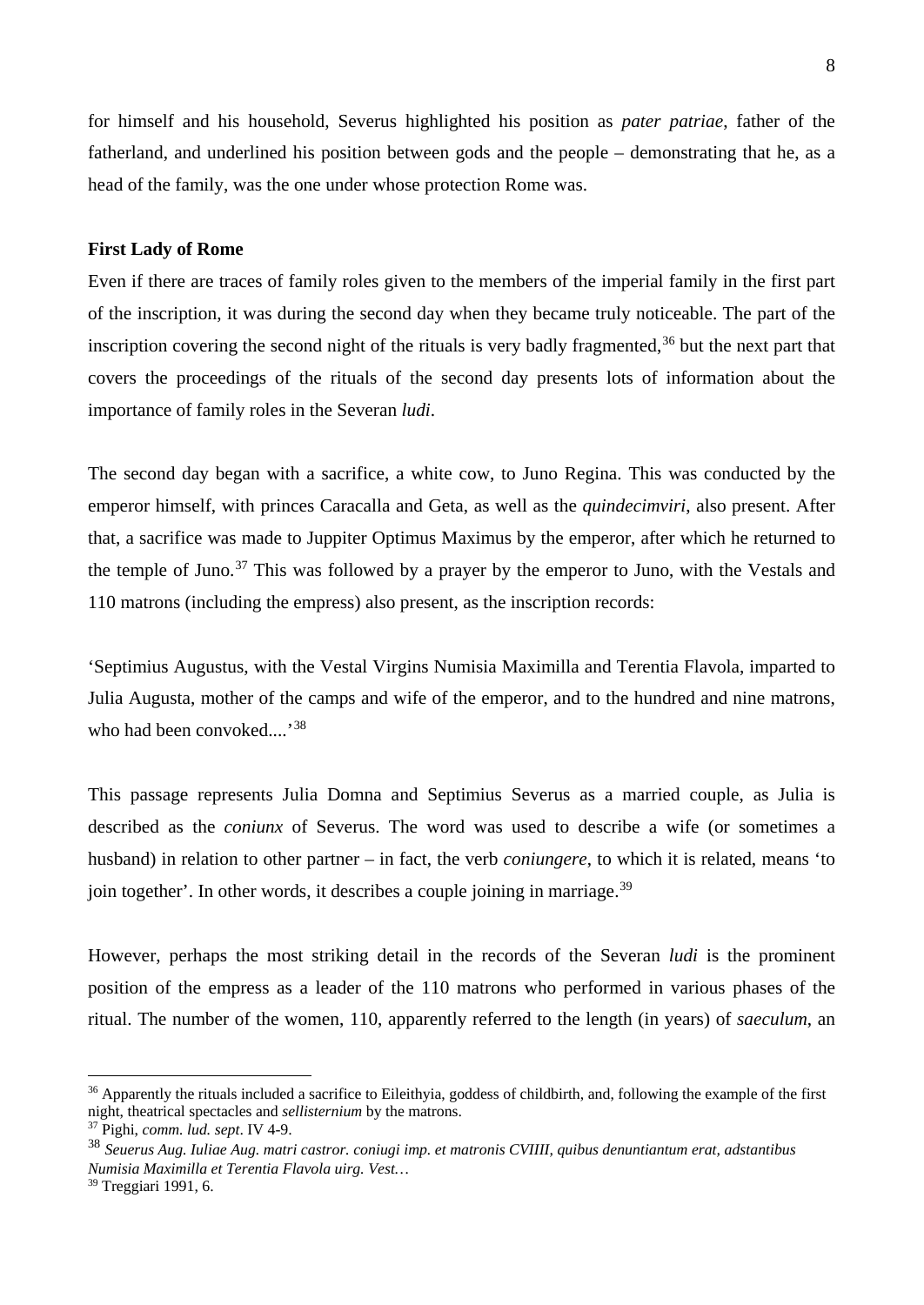for himself and his household, Severus highlighted his position as *pater patriae*, father of the fatherland, and underlined his position between gods and the people – demonstrating that he, as a head of the family, was the one under whose protection Rome was.

**First Lady of Rome**

Even if there are traces of family roles given to the members of the imperial family in the first part of the inscription, it was during the second day when they became truly noticeable. The part of the inscription covering the second night of the rituals is very badly fragmented,[36] but the next part that covers the proceedings of the rituals of the second day presents lots of information about the importance of family roles in the Severan *ludi*.

The second day began with a sacrifice, a white cow, to Juno Regina. This was conducted by the emperor himself, with princes Caracalla and Geta, as well as the *quindecimviri*, also present. After that, a sacrifice was made to Juppiter Optimus Maximus by the emperor, after which he returned to the temple of Juno.[37] This was followed by a prayer by the emperor to Juno, with the Vestals and 110 matrons (including the empress) also present, as the inscription records:

'Septimius Augustus, with the Vestal Virgins Numisia Maximilla and Terentia Flavola, imparted to Julia Augusta, mother of the camps and wife of the emperor, and to the hundred and nine matrons, who had been convoked....'[38]

This passage represents Julia Domna and Septimius Severus as a married couple, as Julia is described as the *coniunx* of Severus. The word was used to describe a wife (or sometimes a husband) in relation to other partner – in fact, the verb *coniungere*, to which it is related, means 'to join together'. In other words, it describes a couple joining in marriage.[39]

However, perhaps the most striking detail in the records of the Severan *ludi* is the prominent position of the empress as a leader of the 110 matrons who performed in various phases of the ritual. The number of the women, 110, apparently referred to the length (in years) of *saeculum*, an

---

[36] Apparently the rituals included a sacrifice to Eileithyia, goddess of childbirth, and, following the example of the first night, theatrical spectacles and *sellisternium* by the matrons.

[37] Pighi, *comm. lud. sept*. IV 4-9.

[38] *Seuerus Aug. Iuliae Aug. matri castror. coniugi imp. et matronis CVIIII, quibus denuntiantum erat, adstantibus Numisia Maximilla et Terentia Flavola uirg. Vest…*

[39] Treggiari 1991, 6.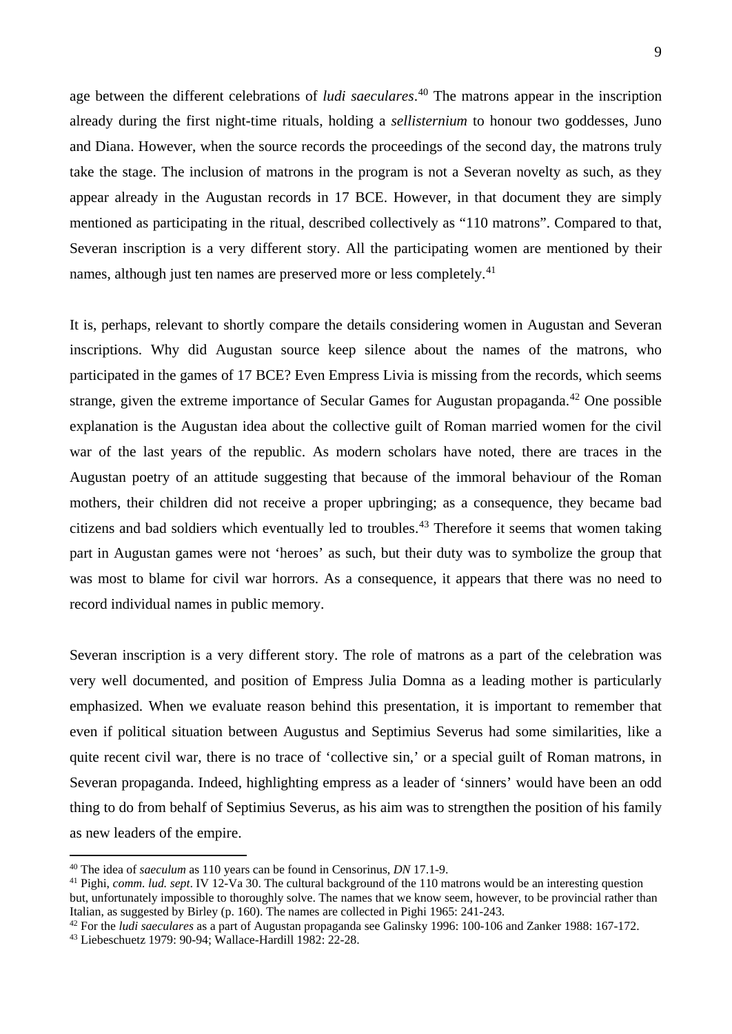age between the different celebrations of *ludi saeculares*.[40] The matrons appear in the inscription already during the first night-time rituals, holding a *sellisternium* to honour two goddesses, Juno and Diana. However, when the source records the proceedings of the second day, the matrons truly take the stage. The inclusion of matrons in the program is not a Severan novelty as such, as they appear already in the Augustan records in 17 BCE. However, in that document they are simply mentioned as participating in the ritual, described collectively as "110 matrons". Compared to that, Severan inscription is a very different story. All the participating women are mentioned by their names, although just ten names are preserved more or less completely.[41]

It is, perhaps, relevant to shortly compare the details considering women in Augustan and Severan inscriptions. Why did Augustan source keep silence about the names of the matrons, who participated in the games of 17 BCE? Even Empress Livia is missing from the records, which seems strange, given the extreme importance of Secular Games for Augustan propaganda.[42] One possible explanation is the Augustan idea about the collective guilt of Roman married women for the civil war of the last years of the republic. As modern scholars have noted, there are traces in the Augustan poetry of an attitude suggesting that because of the immoral behaviour of the Roman mothers, their children did not receive a proper upbringing; as a consequence, they became bad citizens and bad soldiers which eventually led to troubles.[43] Therefore it seems that women taking part in Augustan games were not 'heroes' as such, but their duty was to symbolize the group that was most to blame for civil war horrors. As a consequence, it appears that there was no need to record individual names in public memory.

Severan inscription is a very different story. The role of matrons as a part of the celebration was very well documented, and position of Empress Julia Domna as a leading mother is particularly emphasized. When we evaluate reason behind this presentation, it is important to remember that even if political situation between Augustus and Septimius Severus had some similarities, like a quite recent civil war, there is no trace of 'collective sin,' or a special guilt of Roman matrons, in Severan propaganda. Indeed, highlighting empress as a leader of 'sinners' would have been an odd thing to do from behalf of Septimius Severus, as his aim was to strengthen the position of his family as new leaders of the empire.

---

[40] The idea of *saeculum* as 110 years can be found in Censorinus, *DN* 17.1-9.

[41] Pighi, *comm. lud. sept*. IV 12-Va 30. The cultural background of the 110 matrons would be an interesting question but, unfortunately impossible to thoroughly solve. The names that we know seem, however, to be provincial rather than Italian, as suggested by Birley (p. 160). The names are collected in Pighi 1965: 241-243.

[42] For the *ludi saeculares* as a part of Augustan propaganda see Galinsky 1996: 100-106 and Zanker 1988: 167-172.

[43] Liebeschuetz 1979: 90-94; Wallace-Hardill 1982: 22-28.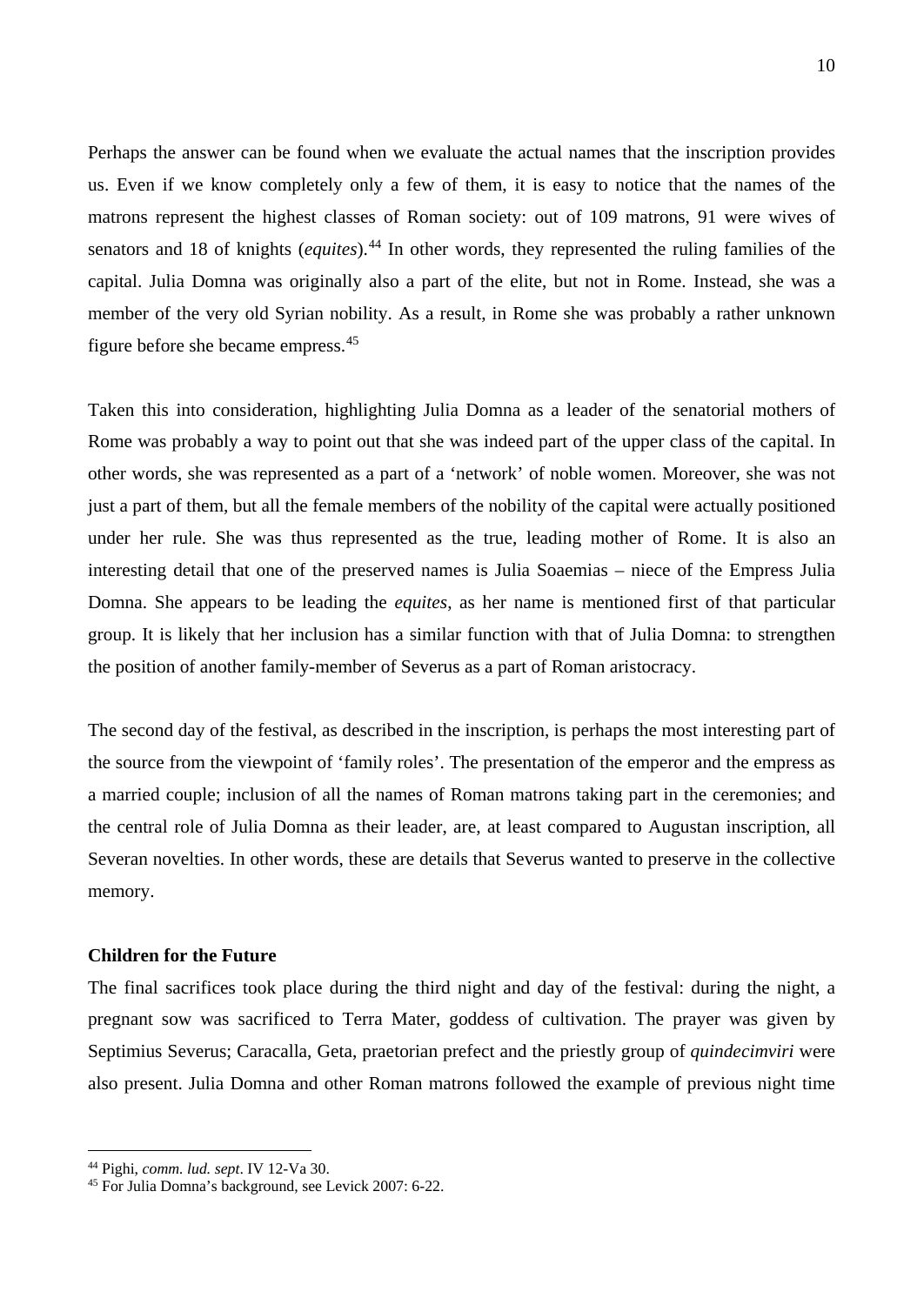Perhaps the answer can be found when we evaluate the actual names that the inscription provides us. Even if we know completely only a few of them, it is easy to notice that the names of the matrons represent the highest classes of Roman society: out of 109 matrons, 91 were wives of senators and 18 of knights (*equites*).[44] In other words, they represented the ruling families of the capital. Julia Domna was originally also a part of the elite, but not in Rome. Instead, she was a member of the very old Syrian nobility. As a result, in Rome she was probably a rather unknown figure before she became empress.[45]

Taken this into consideration, highlighting Julia Domna as a leader of the senatorial mothers of Rome was probably a way to point out that she was indeed part of the upper class of the capital. In other words, she was represented as a part of a 'network' of noble women. Moreover, she was not just a part of them, but all the female members of the nobility of the capital were actually positioned under her rule. She was thus represented as the true, leading mother of Rome. It is also an interesting detail that one of the preserved names is Julia Soaemias – niece of the Empress Julia Domna. She appears to be leading the *equites*, as her name is mentioned first of that particular group. It is likely that her inclusion has a similar function with that of Julia Domna: to strengthen the position of another family-member of Severus as a part of Roman aristocracy.

The second day of the festival, as described in the inscription, is perhaps the most interesting part of the source from the viewpoint of 'family roles'. The presentation of the emperor and the empress as a married couple; inclusion of all the names of Roman matrons taking part in the ceremonies; and the central role of Julia Domna as their leader, are, at least compared to Augustan inscription, all Severan novelties. In other words, these are details that Severus wanted to preserve in the collective memory.

**Children for the Future**

The final sacrifices took place during the third night and day of the festival: during the night, a pregnant sow was sacrificed to Terra Mater, goddess of cultivation. The prayer was given by Septimius Severus; Caracalla, Geta, praetorian prefect and the priestly group of *quindecimviri* were also present. Julia Domna and other Roman matrons followed the example of previous night time

[44] Pighi, *comm. lud. sept*. IV 12-Va 30.

[45] For Julia Domna's background, see Levick 2007: 6-22.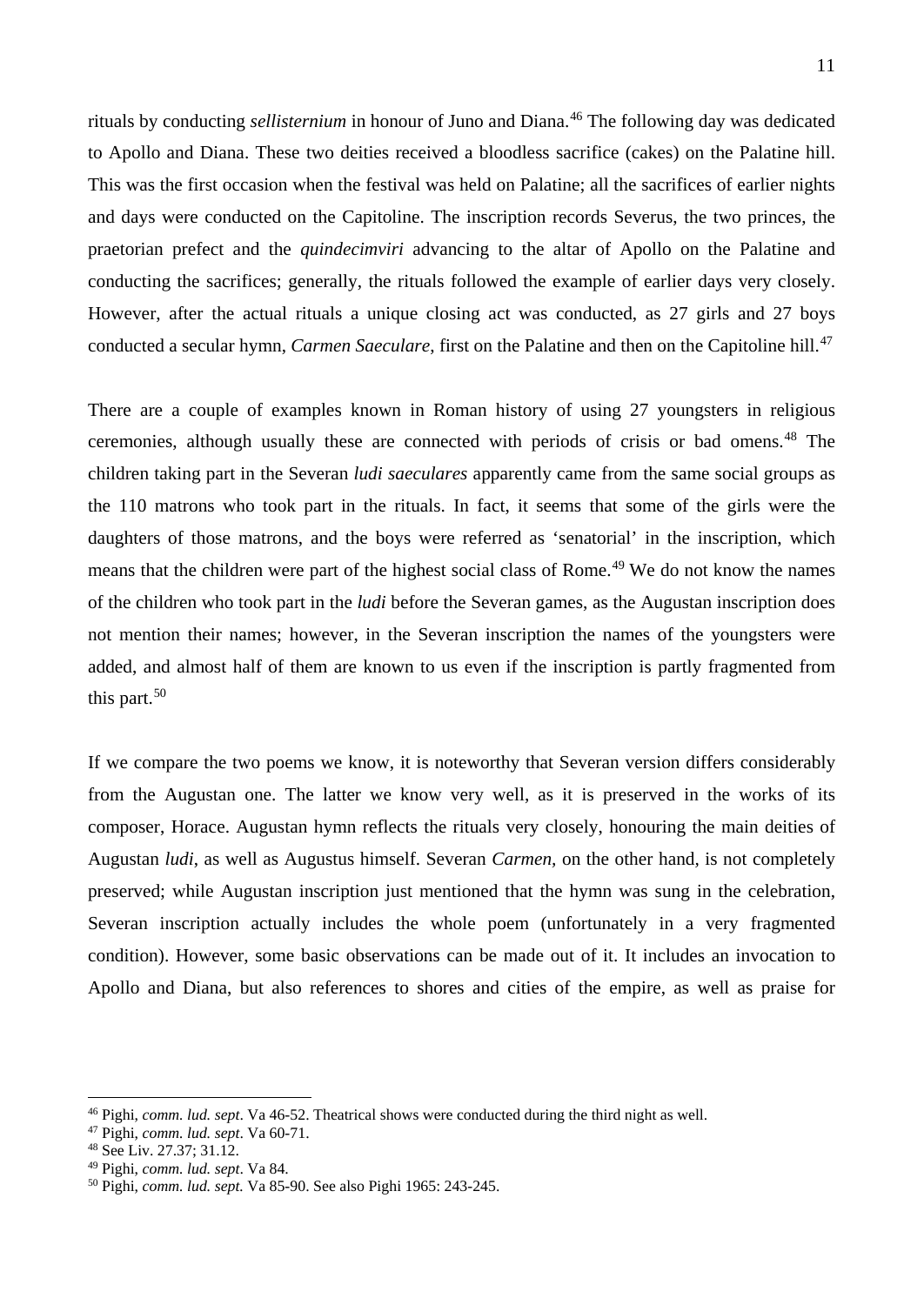rituals by conducting *sellisternium* in honour of Juno and Diana.[46] The following day was dedicated to Apollo and Diana. These two deities received a bloodless sacrifice (cakes) on the Palatine hill. This was the first occasion when the festival was held on Palatine; all the sacrifices of earlier nights and days were conducted on the Capitoline. The inscription records Severus, the two princes, the praetorian prefect and the *quindecimviri* advancing to the altar of Apollo on the Palatine and conducting the sacrifices; generally, the rituals followed the example of earlier days very closely. However, after the actual rituals a unique closing act was conducted, as 27 girls and 27 boys conducted a secular hymn, *Carmen Saeculare*, first on the Palatine and then on the Capitoline hill.[47]

There are a couple of examples known in Roman history of using 27 youngsters in religious ceremonies, although usually these are connected with periods of crisis or bad omens.[48] The children taking part in the Severan *ludi saeculares* apparently came from the same social groups as the 110 matrons who took part in the rituals. In fact, it seems that some of the girls were the daughters of those matrons, and the boys were referred as 'senatorial' in the inscription, which means that the children were part of the highest social class of Rome.[49] We do not know the names of the children who took part in the *ludi* before the Severan games, as the Augustan inscription does not mention their names; however, in the Severan inscription the names of the youngsters were added, and almost half of them are known to us even if the inscription is partly fragmented from this part.[50]

If we compare the two poems we know, it is noteworthy that Severan version differs considerably from the Augustan one. The latter we know very well, as it is preserved in the works of its composer, Horace. Augustan hymn reflects the rituals very closely, honouring the main deities of Augustan *ludi*, as well as Augustus himself. Severan *Carmen*, on the other hand, is not completely preserved; while Augustan inscription just mentioned that the hymn was sung in the celebration, Severan inscription actually includes the whole poem (unfortunately in a very fragmented condition). However, some basic observations can be made out of it. It includes an invocation to Apollo and Diana, but also references to shores and cities of the empire, as well as praise for

---

[46] Pighi, *comm. lud. sept*. Va 46-52. Theatrical shows were conducted during the third night as well.

[47] Pighi, *comm. lud. sept*. Va 60-71.

[48] See Liv. 27.37; 31.12.

[49] Pighi, *comm. lud. sept*. Va 84.

[50] Pighi, *comm. lud. sept.* Va 85-90. See also Pighi 1965: 243-245.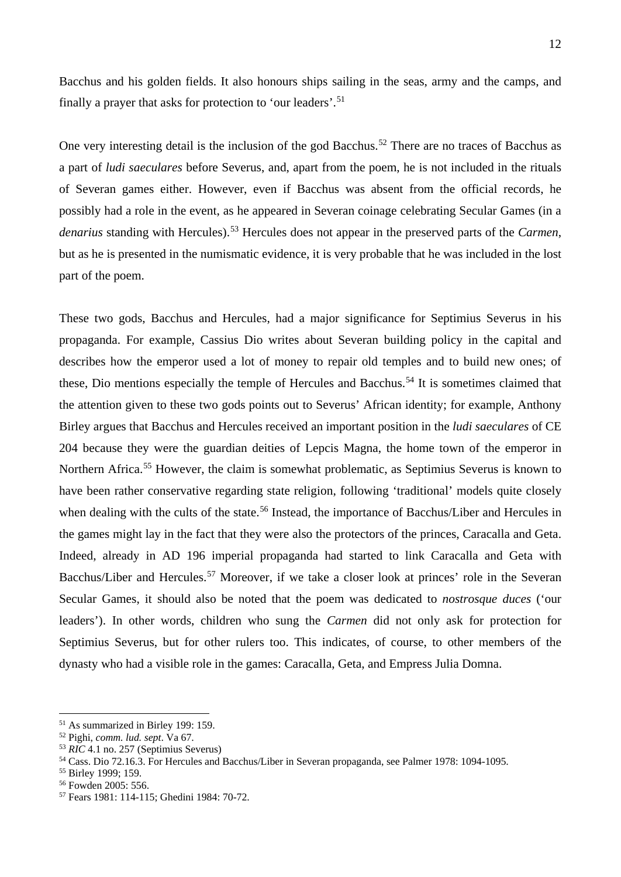Bacchus and his golden fields. It also honours ships sailing in the seas, army and the camps, and finally a prayer that asks for protection to 'our leaders'.[51]

One very interesting detail is the inclusion of the god Bacchus.[52] There are no traces of Bacchus as a part of *ludi saeculares* before Severus, and, apart from the poem, he is not included in the rituals of Severan games either. However, even if Bacchus was absent from the official records, he possibly had a role in the event, as he appeared in Severan coinage celebrating Secular Games (in a *denarius* standing with Hercules).[53] Hercules does not appear in the preserved parts of the *Carmen*, but as he is presented in the numismatic evidence, it is very probable that he was included in the lost part of the poem.

These two gods, Bacchus and Hercules, had a major significance for Septimius Severus in his propaganda. For example, Cassius Dio writes about Severan building policy in the capital and describes how the emperor used a lot of money to repair old temples and to build new ones; of these, Dio mentions especially the temple of Hercules and Bacchus.[54] It is sometimes claimed that the attention given to these two gods points out to Severus' African identity; for example, Anthony Birley argues that Bacchus and Hercules received an important position in the *ludi saeculares* of CE 204 because they were the guardian deities of Lepcis Magna, the home town of the emperor in Northern Africa.[55] However, the claim is somewhat problematic, as Septimius Severus is known to have been rather conservative regarding state religion, following 'traditional' models quite closely when dealing with the cults of the state.[56] Instead, the importance of Bacchus/Liber and Hercules in the games might lay in the fact that they were also the protectors of the princes, Caracalla and Geta. Indeed, already in AD 196 imperial propaganda had started to link Caracalla and Geta with Bacchus/Liber and Hercules.[57] Moreover, if we take a closer look at princes' role in the Severan Secular Games, it should also be noted that the poem was dedicated to *nostrosque duces* ('our leaders'). In other words, children who sung the *Carmen* did not only ask for protection for Septimius Severus, but for other rulers too. This indicates, of course, to other members of the dynasty who had a visible role in the games: Caracalla, Geta, and Empress Julia Domna.

---

[51] As summarized in Birley 199: 159.
[52] Pighi, *comm. lud. sept*. Va 67.
[53] *RIC* 4.1 no. 257 (Septimius Severus)
[54] Cass. Dio 72.16.3. For Hercules and Bacchus/Liber in Severan propaganda, see Palmer 1978: 1094-1095.
[55] Birley 1999; 159.
[56] Fowden 2005: 556.
[57] Fears 1981: 114-115; Ghedini 1984: 70-72.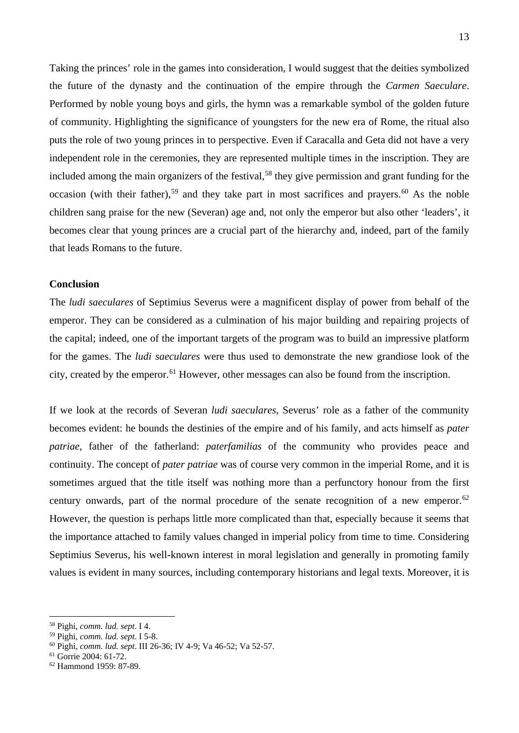Taking the princes' role in the games into consideration, I would suggest that the deities symbolized the future of the dynasty and the continuation of the empire through the *Carmen Saeculare*. Performed by noble young boys and girls, the hymn was a remarkable symbol of the golden future of community. Highlighting the significance of youngsters for the new era of Rome, the ritual also puts the role of two young princes in to perspective. Even if Caracalla and Geta did not have a very independent role in the ceremonies, they are represented multiple times in the inscription. They are included among the main organizers of the festival,[58] they give permission and grant funding for the occasion (with their father),[59] and they take part in most sacrifices and prayers.[60] As the noble children sang praise for the new (Severan) age and, not only the emperor but also other 'leaders', it becomes clear that young princes are a crucial part of the hierarchy and, indeed, part of the family that leads Romans to the future.

## Conclusion

The *ludi saeculares* of Septimius Severus were a magnificent display of power from behalf of the emperor. They can be considered as a culmination of his major building and repairing projects of the capital; indeed, one of the important targets of the program was to build an impressive platform for the games. The *ludi saeculares* were thus used to demonstrate the new grandiose look of the city, created by the emperor.[61] However, other messages can also be found from the inscription.

If we look at the records of Severan *ludi saeculares,* Severus' role as a father of the community becomes evident: he bounds the destinies of the empire and of his family, and acts himself as *pater patriae*, father of the fatherland: *paterfamilias* of the community who provides peace and continuity. The concept of *pater patriae* was of course very common in the imperial Rome, and it is sometimes argued that the title itself was nothing more than a perfunctory honour from the first century onwards, part of the normal procedure of the senate recognition of a new emperor.[62] However, the question is perhaps little more complicated than that, especially because it seems that the importance attached to family values changed in imperial policy from time to time. Considering Septimius Severus, his well-known interest in moral legislation and generally in promoting family values is evident in many sources, including contemporary historians and legal texts. Moreover, it is

---

[58] Pighi, *comm. lud. sept*. I 4.

[59] Pighi, *comm. lud. sept*. I 5-8.

[60] Pighi, *comm. lud. sept*. III 26-36; IV 4-9; Va 46-52; Va 52-57.

[61] Gorrie 2004: 61-72.

[62] Hammond 1959: 87-89.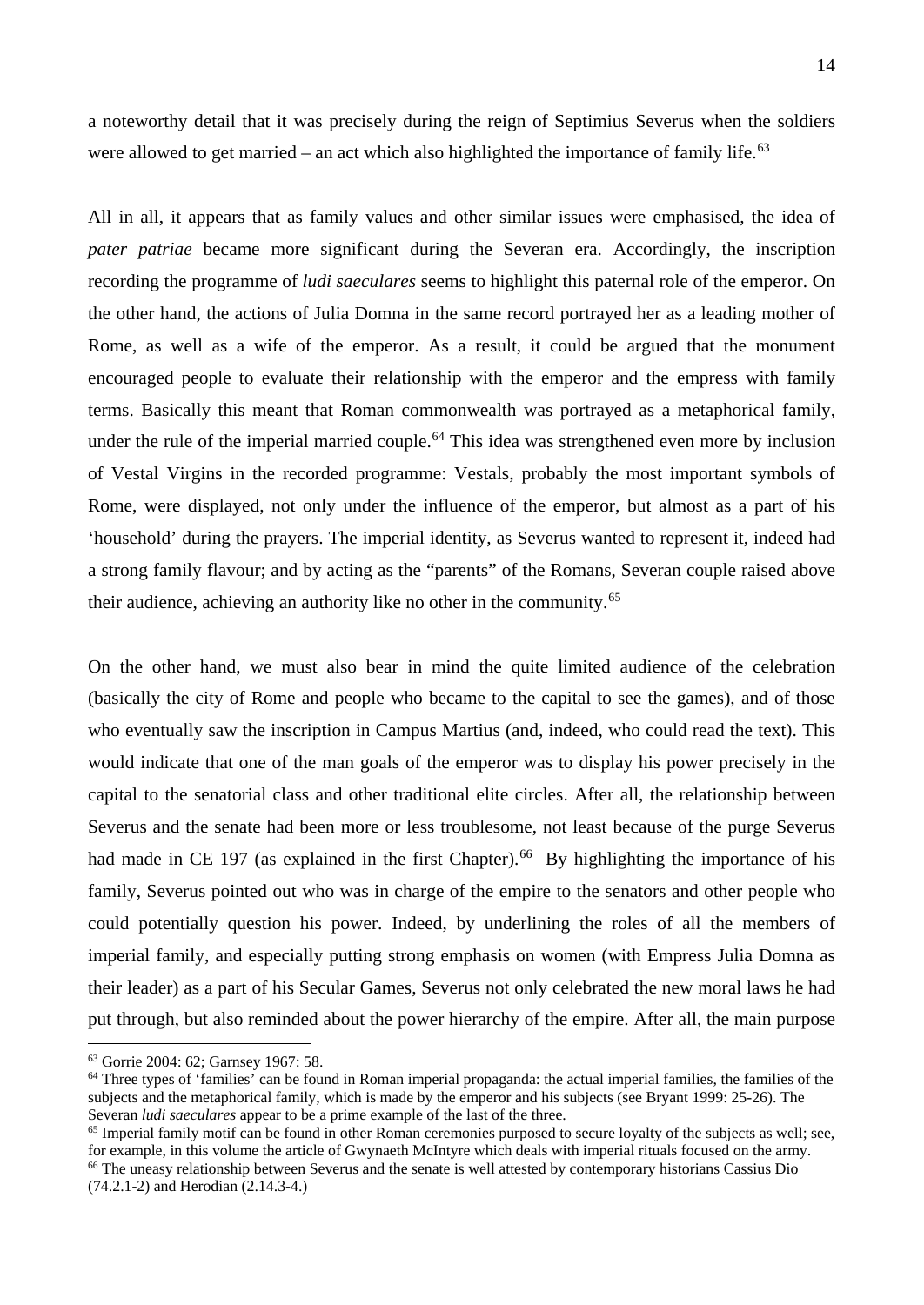a noteworthy detail that it was precisely during the reign of Septimius Severus when the soldiers were allowed to get married – an act which also highlighted the importance of family life.[63]

All in all, it appears that as family values and other similar issues were emphasised, the idea of *pater patriae* became more significant during the Severan era. Accordingly, the inscription recording the programme of *ludi saeculares* seems to highlight this paternal role of the emperor. On the other hand, the actions of Julia Domna in the same record portrayed her as a leading mother of Rome, as well as a wife of the emperor. As a result, it could be argued that the monument encouraged people to evaluate their relationship with the emperor and the empress with family terms. Basically this meant that Roman commonwealth was portrayed as a metaphorical family, under the rule of the imperial married couple.[64] This idea was strengthened even more by inclusion of Vestal Virgins in the recorded programme: Vestals, probably the most important symbols of Rome, were displayed, not only under the influence of the emperor, but almost as a part of his 'household' during the prayers. The imperial identity, as Severus wanted to represent it, indeed had a strong family flavour; and by acting as the "parents" of the Romans, Severan couple raised above their audience, achieving an authority like no other in the community.[65]

On the other hand, we must also bear in mind the quite limited audience of the celebration (basically the city of Rome and people who became to the capital to see the games), and of those who eventually saw the inscription in Campus Martius (and, indeed, who could read the text). This would indicate that one of the man goals of the emperor was to display his power precisely in the capital to the senatorial class and other traditional elite circles. After all, the relationship between Severus and the senate had been more or less troublesome, not least because of the purge Severus had made in CE 197 (as explained in the first Chapter).[66] By highlighting the importance of his family, Severus pointed out who was in charge of the empire to the senators and other people who could potentially question his power. Indeed, by underlining the roles of all the members of imperial family, and especially putting strong emphasis on women (with Empress Julia Domna as their leader) as a part of his Secular Games, Severus not only celebrated the new moral laws he had put through, but also reminded about the power hierarchy of the empire. After all, the main purpose

---

[63] Gorrie 2004: 62; Garnsey 1967: 58.

[64] Three types of 'families' can be found in Roman imperial propaganda: the actual imperial families, the families of the subjects and the metaphorical family, which is made by the emperor and his subjects (see Bryant 1999: 25-26). The Severan *ludi saeculares* appear to be a prime example of the last of the three.

[65] Imperial family motif can be found in other Roman ceremonies purposed to secure loyalty of the subjects as well; see, for example, in this volume the article of Gwynaeth McIntyre which deals with imperial rituals focused on the army.

[66] The uneasy relationship between Severus and the senate is well attested by contemporary historians Cassius Dio (74.2.1-2) and Herodian (2.14.3-4.)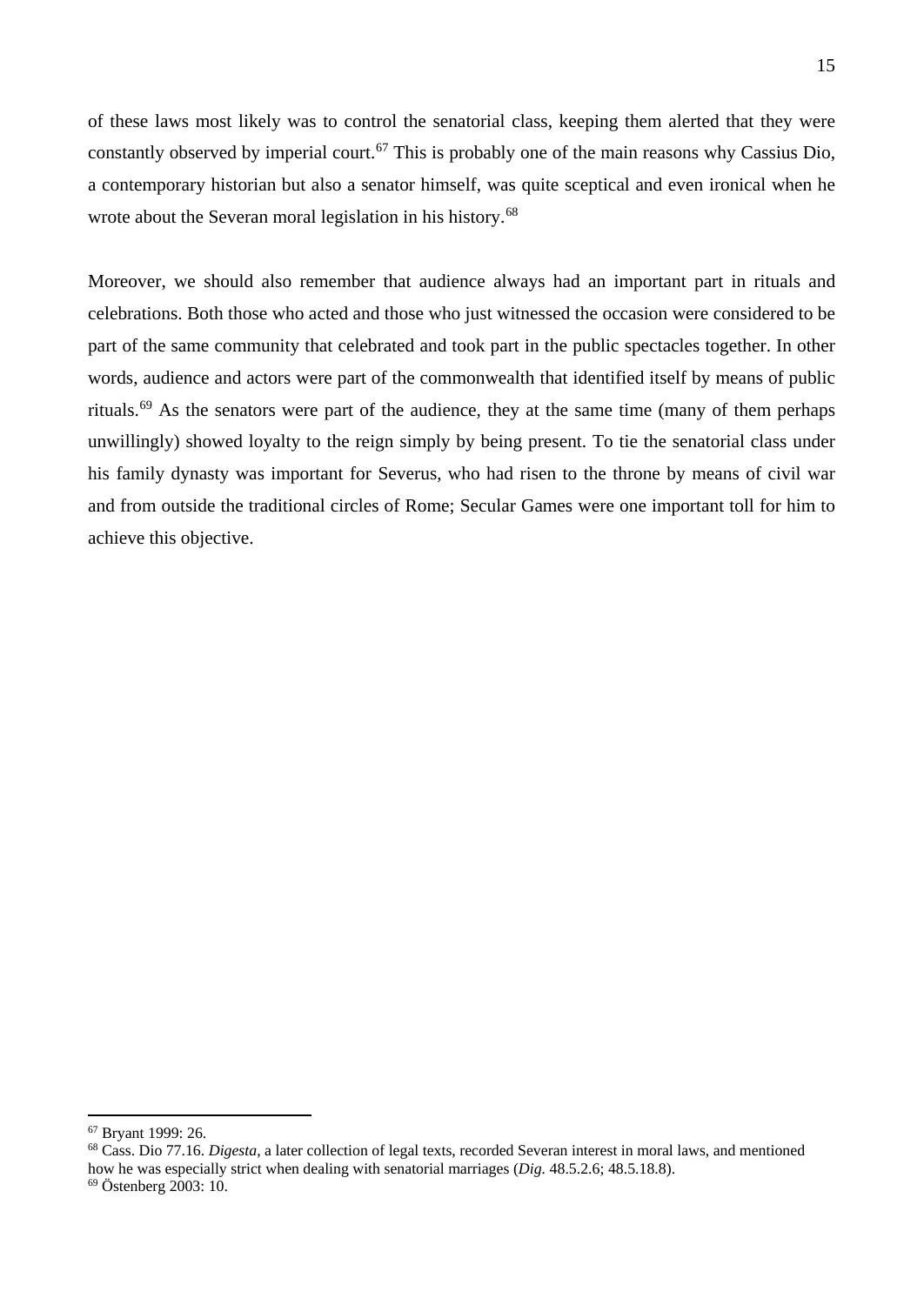of these laws most likely was to control the senatorial class, keeping them alerted that they were constantly observed by imperial court.[67] This is probably one of the main reasons why Cassius Dio, a contemporary historian but also a senator himself, was quite sceptical and even ironical when he wrote about the Severan moral legislation in his history.[68]

Moreover, we should also remember that audience always had an important part in rituals and celebrations. Both those who acted and those who just witnessed the occasion were considered to be part of the same community that celebrated and took part in the public spectacles together. In other words, audience and actors were part of the commonwealth that identified itself by means of public rituals.[69] As the senators were part of the audience, they at the same time (many of them perhaps unwillingly) showed loyalty to the reign simply by being present. To tie the senatorial class under his family dynasty was important for Severus, who had risen to the throne by means of civil war and from outside the traditional circles of Rome; Secular Games were one important toll for him to achieve this objective.

---

[67] Bryant 1999: 26.

[68] Cass. Dio 77.16. *Digesta*, a later collection of legal texts, recorded Severan interest in moral laws, and mentioned how he was especially strict when dealing with senatorial marriages (*Dig.* 48.5.2.6; 48.5.18.8).

[69] Östenberg 2003: 10.